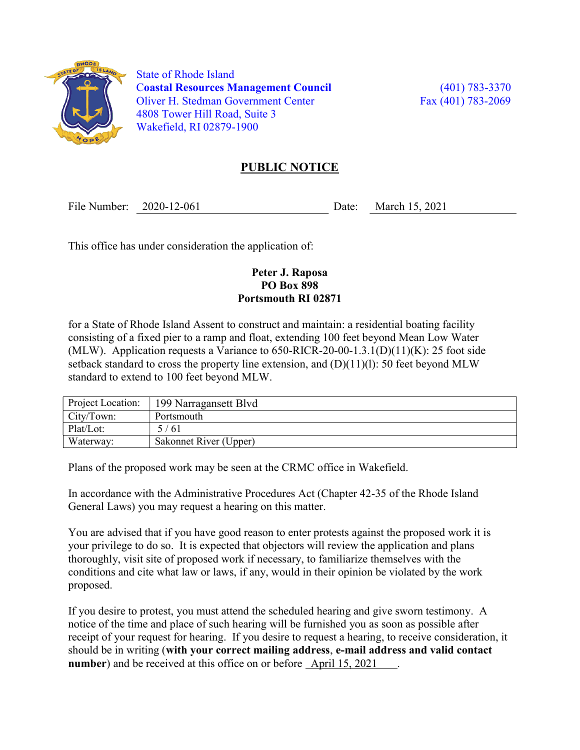State of Rhode Island
**Coastal Resources Management Council**
Oliver H. Stedman Government Center
4808 Tower Hill Road, Suite 3
Wakefield, RI 02879-1900

(401) 783-3370
Fax (401) 783-2069

## PUBLIC NOTICE

File Number: 2020-12-061 Date: March 15, 2021

This office has under consideration the application of:

**Peter J. Raposa**
**PO Box 898**
**Portsmouth RI 02871**

for a State of Rhode Island Assent to construct and maintain: a residential boating facility consisting of a fixed pier to a ramp and float, extending 100 feet beyond Mean Low Water (MLW). Application requests a Variance to 650-RICR-20-00-1.3.1(D)(11)(K): 25 foot side setback standard to cross the property line extension, and (D)(11)(l): 50 feet beyond MLW standard to extend to 100 feet beyond MLW.

| Project Location: | 199 Narragansett Blvd |
|---|---|
| City/Town: | Portsmouth |
| Plat/Lot: | 5 / 61 |
| Waterway: | Sakonnet River (Upper) |

Plans of the proposed work may be seen at the CRMC office in Wakefield.

In accordance with the Administrative Procedures Act (Chapter 42-35 of the Rhode Island General Laws) you may request a hearing on this matter.

You are advised that if you have good reason to enter protests against the proposed work it is your privilege to do so. It is expected that objectors will review the application and plans thoroughly, visit site of proposed work if necessary, to familiarize themselves with the conditions and cite what law or laws, if any, would in their opinion be violated by the work proposed.

If you desire to protest, you must attend the scheduled hearing and give sworn testimony. A notice of the time and place of such hearing will be furnished you as soon as possible after receipt of your request for hearing. If you desire to request a hearing, to receive consideration, it should be in writing (**with your correct mailing address**, **e-mail address and valid contact number**) and be received at this office on or before April 15, 2021.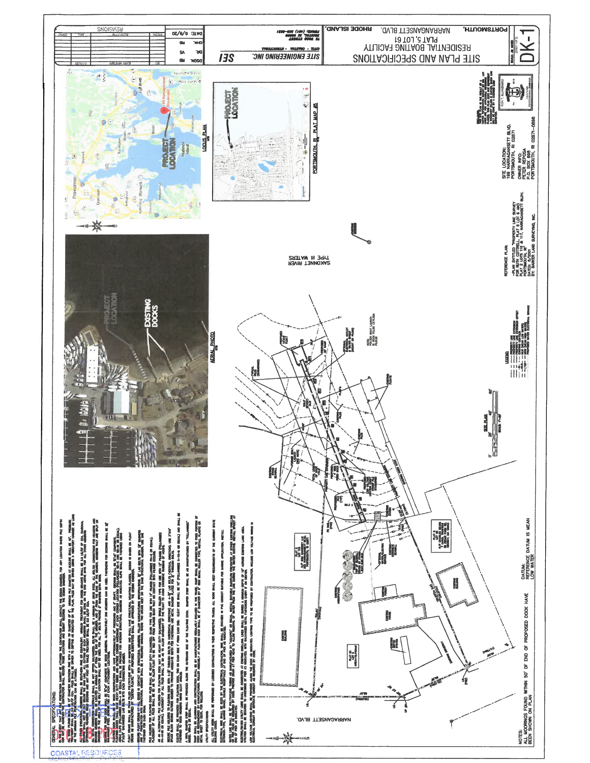# SITE PLAN AND SPECIFICATIONS

RESIDENTIAL BOATING FACILITY
PLAT 5, LOT 61
199 NARRAGANSETT BLVD.
PORTSMOUTH, RHODE ISLAND

SITE ENGINEERING INC.

SCALE: AS NOTED

DK-1

DSGN. RB
DR. VA
CHK. RB
DATE: 6/9/20

SITE LOCATION:
199 NARRAGANSETT BLVD.
PORTSMOUTH, RI 02871

OWNER INFO:
PETER REPOSA
P.O. BOX 698
PORTSMOUTH, RI 02871-0698

REFERENCE PLAN:
"PLAN ENTITLED 'PROPERTY LINE SURVEY FOR RUTH COTTRELL, PLAT 5 LOT 61 AND PLAT 2 LOTS 116 & 117, NARRAGANSETT BLVD. PORTSMOUTH, RI'
DATED: 6/2001
BY: BARRY LAND SURVEYING, INC.

LOCUS PLAN
NTS

PORTSMOUTH, RI PLAT MAP #5

AERIAL PHOTO
NTS

PROJECT LOCATION

EXISTING DOCKS

SAKONNET RIVER
TYPE III WATERS

NARRAGANSETT BLVD.

SITE PLAN
SCALE: 1"=20'

GENERAL SPECIFICATIONS:

NOTES:
ALL MOORINGS FOUND WITHIN 50' OF END OF PROPOSED DOCK HAVE BEEN SHOWN ON PLAN

DATUM:
REFERENCE DATUM IS MEAN LOW WATER

COASTAL RESOURCES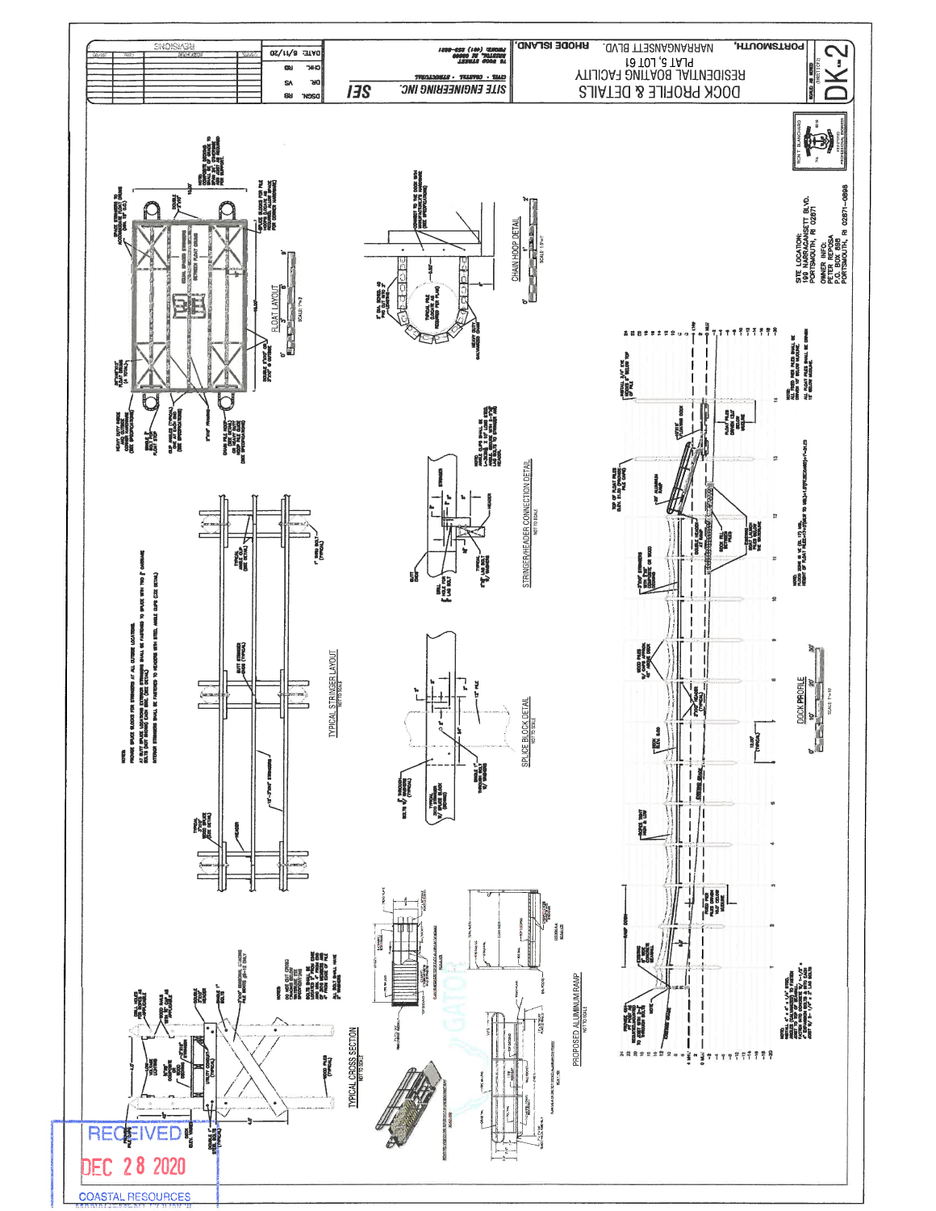# DOCK PROFILE & DETAILS

RESIDENTIAL BOATING FACILITY
PLAT 5, LOT 161
PORTSMOUTH, NARRAGANSETT BLVD. RHODE ISLAND.

SITE ENGINEERING INC. SEI
CIVIL · COASTAL · STRUCTURAL

| DSGN. | RB |
|---|---|
| DR. | VS |
| CHK. | RB |
| DATE: | 6/11/20 |

SCALE: AS NOTED

(SHEET 2 OF 3)

DK-2

REVISIONS

SITE LOCATION:
199 NARRAGANSETT BLVD.
PORTSMOUTH, RI 02871

OWNER INFO:
PETER REPOSA
P.O. BOX 898
PORTSMOUTH, RI 02871-0898

FLOAT LAYOUT
SCALE: 1"=2'

CHAIN HOOP DETAIL
SCALE: 1"=1'

TYPICAL STRINGER LAYOUT
NOT TO SCALE

STRINGER/HEADER CONNECTION DETAIL
NOT TO SCALE

SPLICE BLOCK DETAIL
NOT TO SCALE

DOCK PROFILE
SCALE: 1"=10'

TYPICAL CROSS SECTION
NOT TO SCALE

PROPOSED ALUMINUM RAMP
NOT TO SCALE

RECEIVED
DEC 28 2020
COASTAL RESOURCES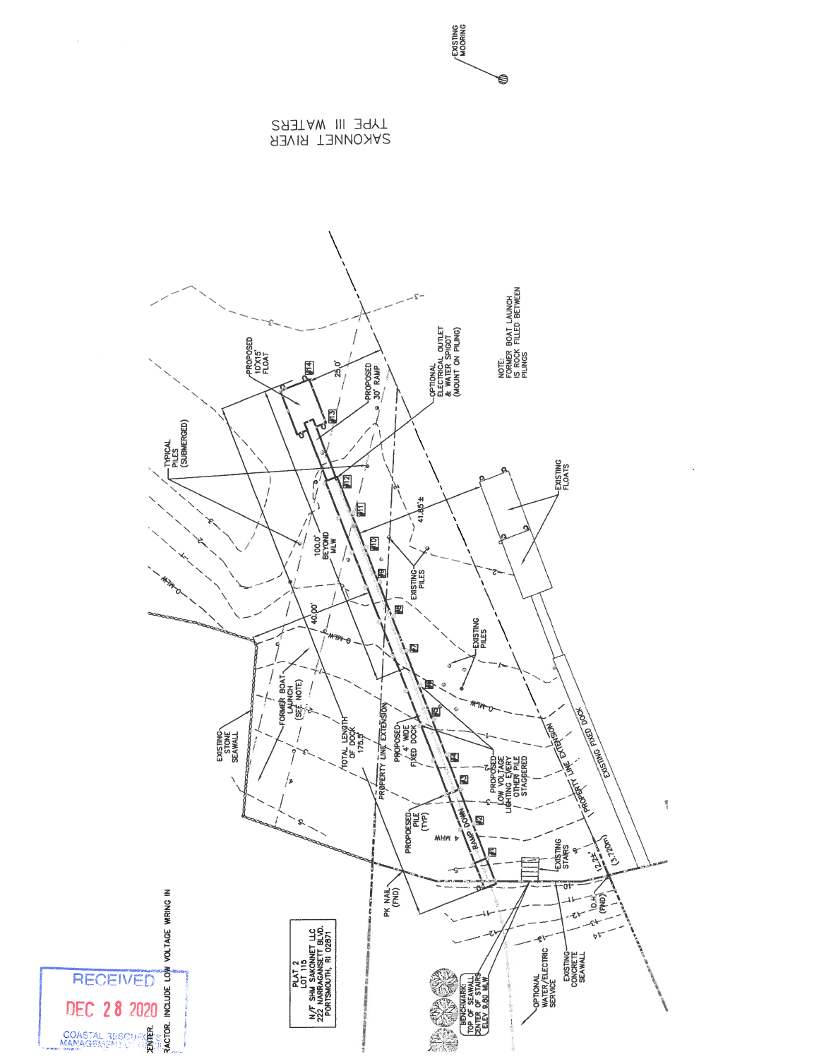EXISTING MOORING

SAKONNET RIVER
TYPE III WATERS

PROPOSED 10'X15' FLOAT

TYPICAL PILES (SUBMERGED)

PROPOSED 30' RAMP

25.0'

OPTIONAL ELECTRICAL OUTLET & WATER SPIGOT (MOUNT ON PILING)

NOTE:
FORMER BOAT LAUNCH IS ROCK FILLED BETWEEN PILINGS

EXISTING FLOATS

41.85'±

100.0' BEYOND MLW

EXISTING PILES

40.00'

EXISTING PILES

EXISTING STONE SEAWALL

FORMER BOAT LAUNCH (SEE NOTE)

TOTAL LENGTH OF DOCK 175.5'

PROPERTY LINE EXTENSION

PROPOSED 4' WIDE FIXED DOCK

PROPOSED LOW VOLTAGE LIGHTING EVERY OTHER PILE STAGGERED

EXISTING FIXED DOCK

PROPERTY LINE EXTENSION

PROPOSED PILE (TYP)

RAMP DOWN

MHW

EXISTING STAIRS

12.2±' (3.720m)

D.H. (FND)

PK NAIL (FND)

PLAT 2
LOT 115
N/F SHM SAKONNET LLC
222 NARRAGANSETT BLVD.
PORTSMOUTH, RI 02871

BENCHMARK:
TOP OF SEAWALL
CENTER OF STAIRS
ELEV 9.60 MLW

OPTIONAL WATER/ELECTRIC SERVICE

EXISTING CONCRETE SEAWALL

...CENTER.
...RACTOR. INCLUDE LOW VOLTAGE WIRING IN

RECEIVED
DEC 28 2020
COASTAL RESOURCES MANAGEMENT COUNCIL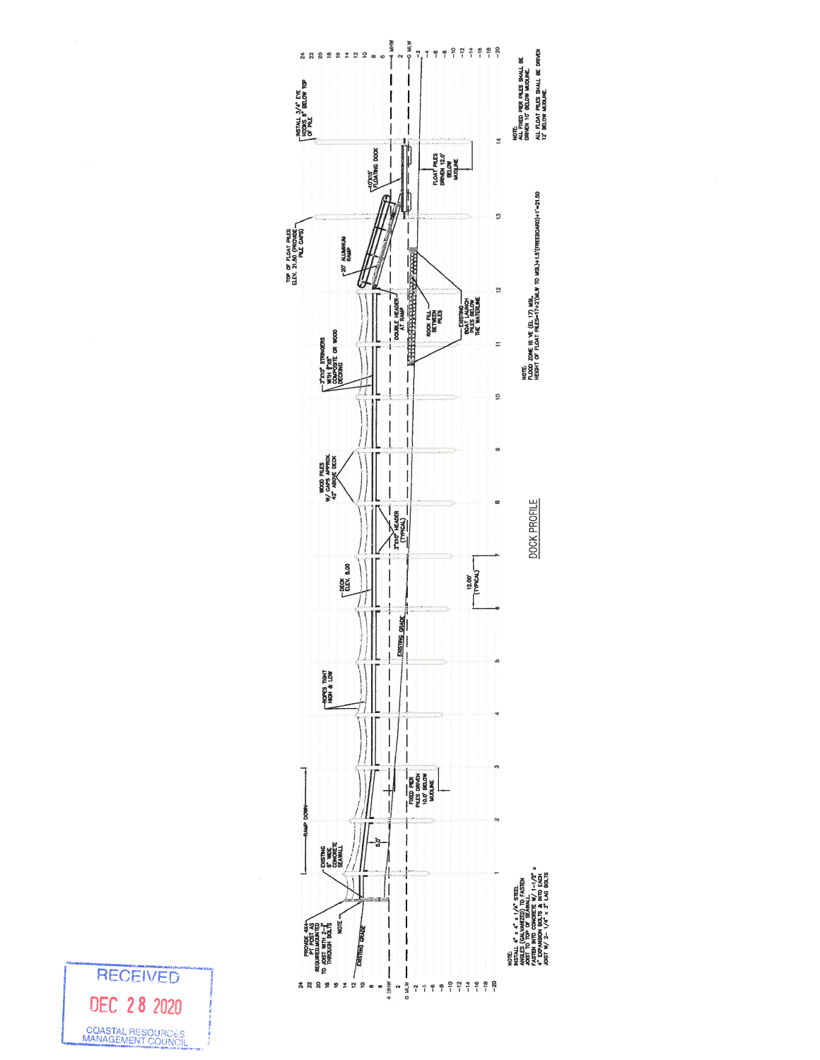RECEIVED

DEC 28 2020

COASTAL RESOURCES MANAGEMENT COUNCIL

DOCK PROFILE

PROVIDE 4X4 PT POST AS REQUIRED MOUNTED TO JOIST WITH 2-1/2" THROUGH BOLTS

NOTE

EXISTING GRADE

EXISTING 8" WIDE CONCRETE SEAWALL

RAMP DOWN

5.0'

FIXED PIER PILES DRIVEN 10.0' BELOW MUDLINE

ROPES TIGHT HIGH & LOW

EXISTING GRADE

DECK ELEV. 8.00

12.00' (TYPICAL)

3"X10" HEADER (TYPICAL)

WOOD PILES W/ CAPS APPROX. 42" ABOVE DECK

3"X10" STRINGERS WITH 5/4"X6" COMPOSITE OR WOOD DECKING

DOUBLE HEADER AT RAMP

ROCK FILL BETWEEN PILES

EXISTING BOAT LAUNCH PILES BELOW THE WATERLINE

TOP OF FLOAT PILES ELEV. 21.50 (PROVIDE PILE CAPS)

20' ALUMINUM RAMP

10'X15' FLOATING DOCK

FLOAT PILES DRIVEN 12.0' BELOW MUDLINE

INSTALL 3/4" EYE HOOKS 6" BELOW TOP OF PILE

MHW

MLW

24 22 20 18 16 14 12 10 8 6 4 2 0 -2 -4 -6 -8 -10 -12 -14 -16 -18 -20

1 2 3 4 5 6 7 8 9 10 11 12 13 14

NOTE:
INSTALL 4" x 4" x 1/4" STEEL ANGLES (GALVANIZED) TO FASTEN JOIST TO TOP OF SEAWALL. FASTEN INTO CONCRETE W/ 1-1/2" x 4" EXPANSION BOLTS & INTO EACH JOIST W/ 2- 1/4" x 3" LAG BOLTS

NOTE:
FLOOD ZONE IS VE (EL 17) MSL.
HEIGHT OF FLOAT PILES=17+2'(MLW TO MSL)+1.5'(FREEBOARD)+1'=21.50

NOTE:
ALL FIXED PIER PILES SHALL BE DRIVEN 10' BELOW MUDLINE.
ALL FLOAT PILES SHALL BE DRIVEN 12' BELOW MUDLINE.